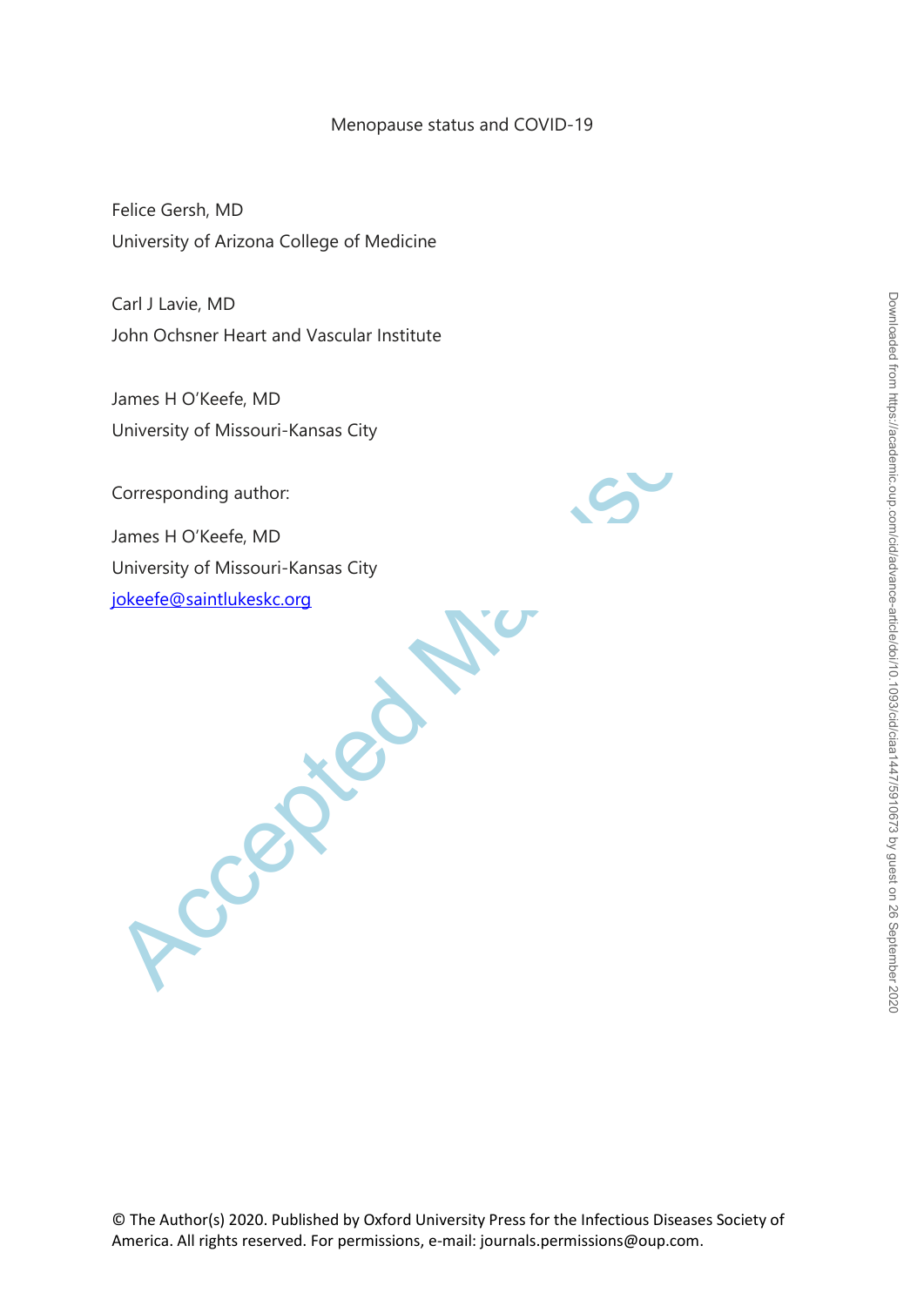# Menopause status and COVID-19

Felice Gersh, MD

University of Arizona College of Medicine

Carl J Lavie, MD

John Ochsner Heart and Vascular Institute

James H O'Keefe, MD

University of Missouri-Kansas City

Corresponding author:

James H O'Keefe, MD

University of Missouri-Kansas City

jokeefe@saintlukeskc.org

© The Author(s) 2020. Published by Oxford University Press for the Infectious Diseases Society of America. All rights reserved. For permissions, e-mail: journals.permissions@oup.com.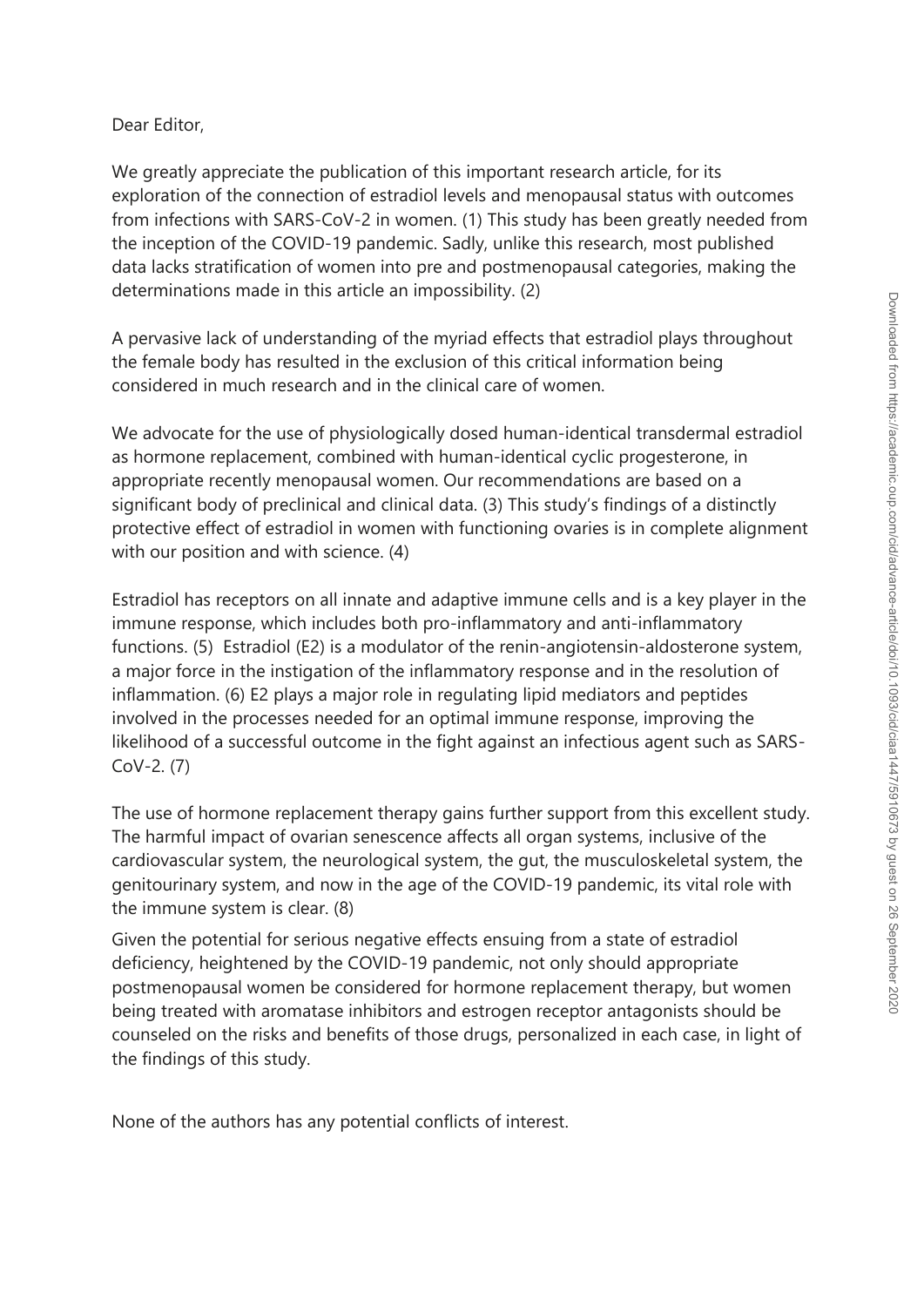Dear Editor,

We greatly appreciate the publication of this important research article, for its exploration of the connection of estradiol levels and menopausal status with outcomes from infections with SARS-CoV-2 in women. (1) This study has been greatly needed from the inception of the COVID-19 pandemic. Sadly, unlike this research, most published data lacks stratification of women into pre and postmenopausal categories, making the determinations made in this article an impossibility. (2)

A pervasive lack of understanding of the myriad effects that estradiol plays throughout the female body has resulted in the exclusion of this critical information being considered in much research and in the clinical care of women.

We advocate for the use of physiologically dosed human-identical transdermal estradiol as hormone replacement, combined with human-identical cyclic progesterone, in appropriate recently menopausal women. Our recommendations are based on a significant body of preclinical and clinical data. (3) This study's findings of a distinctly protective effect of estradiol in women with functioning ovaries is in complete alignment with our position and with science. (4)

Estradiol has receptors on all innate and adaptive immune cells and is a key player in the immune response, which includes both pro-inflammatory and anti-inflammatory functions. (5) Estradiol (E2) is a modulator of the renin-angiotensin-aldosterone system, a major force in the instigation of the inflammatory response and in the resolution of inflammation. (6) E2 plays a major role in regulating lipid mediators and peptides involved in the processes needed for an optimal immune response, improving the likelihood of a successful outcome in the fight against an infectious agent such as SARS-CoV-2. (7)

The use of hormone replacement therapy gains further support from this excellent study. The harmful impact of ovarian senescence affects all organ systems, inclusive of the cardiovascular system, the neurological system, the gut, the musculoskeletal system, the genitourinary system, and now in the age of the COVID-19 pandemic, its vital role with the immune system is clear. (8)

Given the potential for serious negative effects ensuing from a state of estradiol deficiency, heightened by the COVID-19 pandemic, not only should appropriate postmenopausal women be considered for hormone replacement therapy, but women being treated with aromatase inhibitors and estrogen receptor antagonists should be counseled on the risks and benefits of those drugs, personalized in each case, in light of the findings of this study.

None of the authors has any potential conflicts of interest.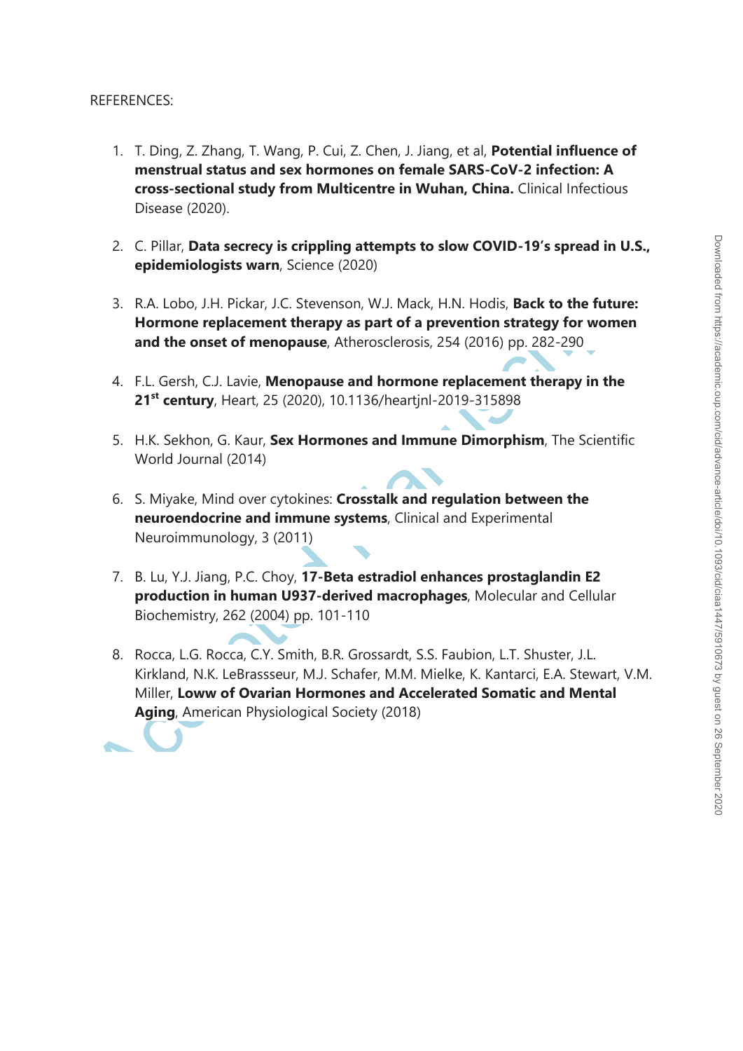REFERENCES:

1. T. Ding, Z. Zhang, T. Wang, P. Cui, Z. Chen, J. Jiang, et al, **Potential influence of menstrual status and sex hormones on female SARS-CoV-2 infection: A cross-sectional study from Multicentre in Wuhan, China.** Clinical Infectious Disease (2020).

2. C. Pillar, **Data secrecy is crippling attempts to slow COVID-19's spread in U.S., epidemiologists warn**, Science (2020)

3. R.A. Lobo, J.H. Pickar, J.C. Stevenson, W.J. Mack, H.N. Hodis, **Back to the future: Hormone replacement therapy as part of a prevention strategy for women and the onset of menopause**, Atherosclerosis, 254 (2016) pp. 282-290

4. F.L. Gersh, C.J. Lavie, **Menopause and hormone replacement therapy in the 21st century**, Heart, 25 (2020), 10.1136/heartjnl-2019-315898

5. H.K. Sekhon, G. Kaur, **Sex Hormones and Immune Dimorphism**, The Scientific World Journal (2014)

6. S. Miyake, Mind over cytokines: **Crosstalk and regulation between the neuroendocrine and immune systems**, Clinical and Experimental Neuroimmunology, 3 (2011)

7. B. Lu, Y.J. Jiang, P.C. Choy, **17-Beta estradiol enhances prostaglandin E2 production in human U937-derived macrophages**, Molecular and Cellular Biochemistry, 262 (2004) pp. 101-110

8. Rocca, L.G. Rocca, C.Y. Smith, B.R. Grossardt, S.S. Faubion, L.T. Shuster, J.L. Kirkland, N.K. LeBrassseur, M.J. Schafer, M.M. Mielke, K. Kantarci, E.A. Stewart, V.M. Miller, **Loww of Ovarian Hormones and Accelerated Somatic and Mental Aging**, American Physiological Society (2018)